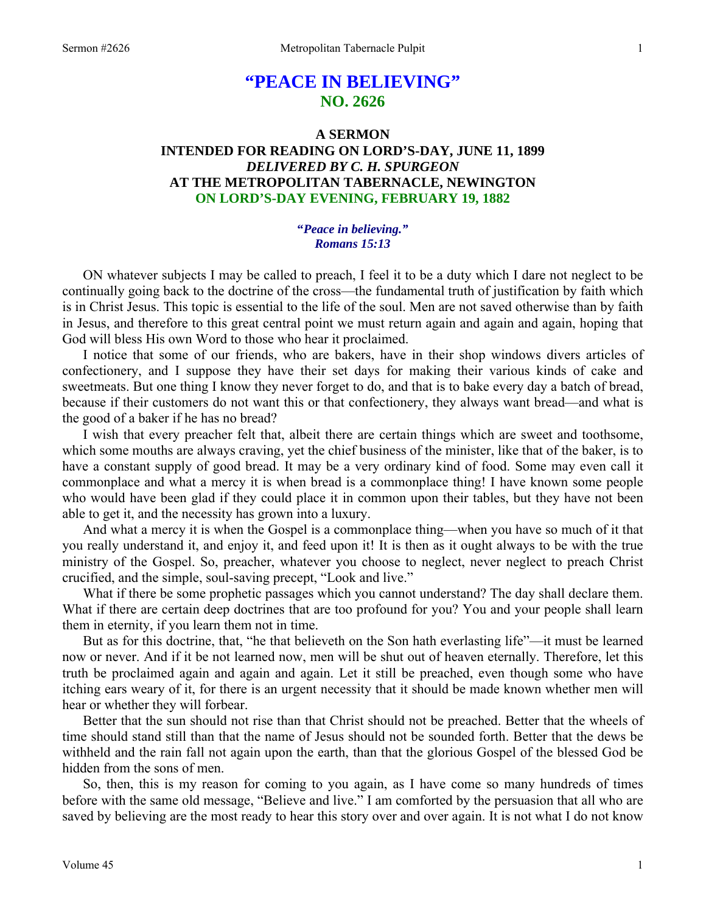# "PEACE IN BELIEVING"
## NO. 2626

### A SERMON
### INTENDED FOR READING ON LORD'S-DAY, JUNE 11, 1899
### *DELIVERED BY C. H. SPURGEON*
### AT THE METROPOLITAN TABERNACLE, NEWINGTON
### ON LORD'S-DAY EVENING, FEBRUARY 19, 1882

***"Peace in believing." Romans 15:13***

ON whatever subjects I may be called to preach, I feel it to be a duty which I dare not neglect to be continually going back to the doctrine of the cross—the fundamental truth of justification by faith which is in Christ Jesus. This topic is essential to the life of the soul. Men are not saved otherwise than by faith in Jesus, and therefore to this great central point we must return again and again and again, hoping that God will bless His own Word to those who hear it proclaimed.

I notice that some of our friends, who are bakers, have in their shop windows divers articles of confectionery, and I suppose they have their set days for making their various kinds of cake and sweetmeats. But one thing I know they never forget to do, and that is to bake every day a batch of bread, because if their customers do not want this or that confectionery, they always want bread—and what is the good of a baker if he has no bread?

I wish that every preacher felt that, albeit there are certain things which are sweet and toothsome, which some mouths are always craving, yet the chief business of the minister, like that of the baker, is to have a constant supply of good bread. It may be a very ordinary kind of food. Some may even call it commonplace and what a mercy it is when bread is a commonplace thing! I have known some people who would have been glad if they could place it in common upon their tables, but they have not been able to get it, and the necessity has grown into a luxury.

And what a mercy it is when the Gospel is a commonplace thing—when you have so much of it that you really understand it, and enjoy it, and feed upon it! It is then as it ought always to be with the true ministry of the Gospel. So, preacher, whatever you choose to neglect, never neglect to preach Christ crucified, and the simple, soul-saving precept, "Look and live."

What if there be some prophetic passages which you cannot understand? The day shall declare them. What if there are certain deep doctrines that are too profound for you? You and your people shall learn them in eternity, if you learn them not in time.

But as for this doctrine, that, "he that believeth on the Son hath everlasting life"—it must be learned now or never. And if it be not learned now, men will be shut out of heaven eternally. Therefore, let this truth be proclaimed again and again and again. Let it still be preached, even though some who have itching ears weary of it, for there is an urgent necessity that it should be made known whether men will hear or whether they will forbear.

Better that the sun should not rise than that Christ should not be preached. Better that the wheels of time should stand still than that the name of Jesus should not be sounded forth. Better that the dews be withheld and the rain fall not again upon the earth, than that the glorious Gospel of the blessed God be hidden from the sons of men.

So, then, this is my reason for coming to you again, as I have come so many hundreds of times before with the same old message, "Believe and live." I am comforted by the persuasion that all who are saved by believing are the most ready to hear this story over and over again. It is not what I do not know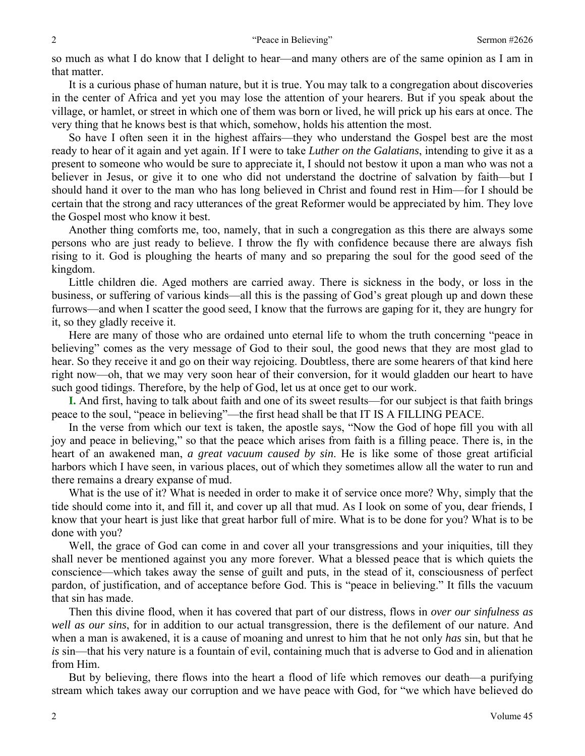so much as what I do know that I delight to hear—and many others are of the same opinion as I am in that matter.

It is a curious phase of human nature, but it is true. You may talk to a congregation about discoveries in the center of Africa and yet you may lose the attention of your hearers. But if you speak about the village, or hamlet, or street in which one of them was born or lived, he will prick up his ears at once. The very thing that he knows best is that which, somehow, holds his attention the most.

So have I often seen it in the highest affairs—they who understand the Gospel best are the most ready to hear of it again and yet again. If I were to take *Luther on the Galatians*, intending to give it as a present to someone who would be sure to appreciate it, I should not bestow it upon a man who was not a believer in Jesus, or give it to one who did not understand the doctrine of salvation by faith—but I should hand it over to the man who has long believed in Christ and found rest in Him—for I should be certain that the strong and racy utterances of the great Reformer would be appreciated by him. They love the Gospel most who know it best.

Another thing comforts me, too, namely, that in such a congregation as this there are always some persons who are just ready to believe. I throw the fly with confidence because there are always fish rising to it. God is ploughing the hearts of many and so preparing the soul for the good seed of the kingdom.

Little children die. Aged mothers are carried away. There is sickness in the body, or loss in the business, or suffering of various kinds—all this is the passing of God's great plough up and down these furrows—and when I scatter the good seed, I know that the furrows are gaping for it, they are hungry for it, so they gladly receive it.

Here are many of those who are ordained unto eternal life to whom the truth concerning "peace in believing" comes as the very message of God to their soul, the good news that they are most glad to hear. So they receive it and go on their way rejoicing. Doubtless, there are some hearers of that kind here right now—oh, that we may very soon hear of their conversion, for it would gladden our heart to have such good tidings. Therefore, by the help of God, let us at once get to our work.

**I.** And first, having to talk about faith and one of its sweet results—for our subject is that faith brings peace to the soul, "peace in believing"—the first head shall be that IT IS A FILLING PEACE.

In the verse from which our text is taken, the apostle says, "Now the God of hope fill you with all joy and peace in believing," so that the peace which arises from faith is a filling peace. There is, in the heart of an awakened man, *a great vacuum caused by sin*. He is like some of those great artificial harbors which I have seen, in various places, out of which they sometimes allow all the water to run and there remains a dreary expanse of mud.

What is the use of it? What is needed in order to make it of service once more? Why, simply that the tide should come into it, and fill it, and cover up all that mud. As I look on some of you, dear friends, I know that your heart is just like that great harbor full of mire. What is to be done for you? What is to be done with you?

Well, the grace of God can come in and cover all your transgressions and your iniquities, till they shall never be mentioned against you any more forever. What a blessed peace that is which quiets the conscience—which takes away the sense of guilt and puts, in the stead of it, consciousness of perfect pardon, of justification, and of acceptance before God. This is "peace in believing." It fills the vacuum that sin has made.

Then this divine flood, when it has covered that part of our distress, flows in *over our sinfulness as well as our sins*, for in addition to our actual transgression, there is the defilement of our nature. And when a man is awakened, it is a cause of moaning and unrest to him that he not only *has* sin, but that he *is* sin—that his very nature is a fountain of evil, containing much that is adverse to God and in alienation from Him.

But by believing, there flows into the heart a flood of life which removes our death—a purifying stream which takes away our corruption and we have peace with God, for "we which have believed do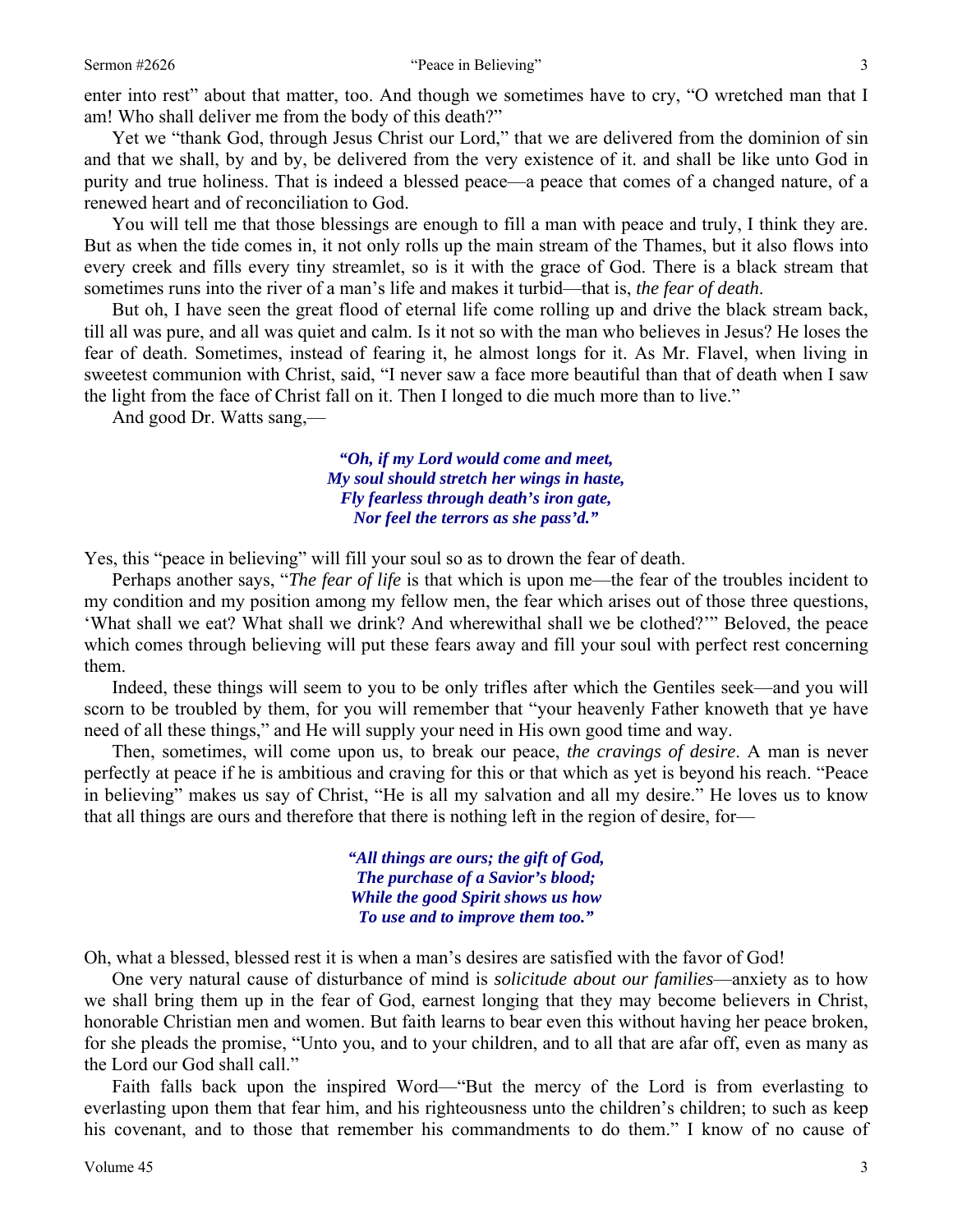enter into rest" about that matter, too. And though we sometimes have to cry, "O wretched man that I am! Who shall deliver me from the body of this death?"

Yet we "thank God, through Jesus Christ our Lord," that we are delivered from the dominion of sin and that we shall, by and by, be delivered from the very existence of it. and shall be like unto God in purity and true holiness. That is indeed a blessed peace—a peace that comes of a changed nature, of a renewed heart and of reconciliation to God.

You will tell me that those blessings are enough to fill a man with peace and truly, I think they are. But as when the tide comes in, it not only rolls up the main stream of the Thames, but it also flows into every creek and fills every tiny streamlet, so is it with the grace of God. There is a black stream that sometimes runs into the river of a man's life and makes it turbid—that is, *the fear of death*.

But oh, I have seen the great flood of eternal life come rolling up and drive the black stream back, till all was pure, and all was quiet and calm. Is it not so with the man who believes in Jesus? He loses the fear of death. Sometimes, instead of fearing it, he almost longs for it. As Mr. Flavel, when living in sweetest communion with Christ, said, "I never saw a face more beautiful than that of death when I saw the light from the face of Christ fall on it. Then I longed to die much more than to live."

And good Dr. Watts sang,—

> ***"Oh, if my Lord would come and meet,***
> ***My soul should stretch her wings in haste,***
> ***Fly fearless through death's iron gate,***
> ***Nor feel the terrors as she pass'd."***

Yes, this "peace in believing" will fill your soul so as to drown the fear of death.

Perhaps another says, "*The fear of life* is that which is upon me—the fear of the troubles incident to my condition and my position among my fellow men, the fear which arises out of those three questions, 'What shall we eat? What shall we drink? And wherewithal shall we be clothed?'" Beloved, the peace which comes through believing will put these fears away and fill your soul with perfect rest concerning them.

Indeed, these things will seem to you to be only trifles after which the Gentiles seek—and you will scorn to be troubled by them, for you will remember that "your heavenly Father knoweth that ye have need of all these things," and He will supply your need in His own good time and way.

Then, sometimes, will come upon us, to break our peace, *the cravings of desire*. A man is never perfectly at peace if he is ambitious and craving for this or that which as yet is beyond his reach. "Peace in believing" makes us say of Christ, "He is all my salvation and all my desire." He loves us to know that all things are ours and therefore that there is nothing left in the region of desire, for—

> ***"All things are ours; the gift of God,***
> ***The purchase of a Savior's blood;***
> ***While the good Spirit shows us how***
> ***To use and to improve them too."***

Oh, what a blessed, blessed rest it is when a man's desires are satisfied with the favor of God!

One very natural cause of disturbance of mind is *solicitude about our families*—anxiety as to how we shall bring them up in the fear of God, earnest longing that they may become believers in Christ, honorable Christian men and women. But faith learns to bear even this without having her peace broken, for she pleads the promise, "Unto you, and to your children, and to all that are afar off, even as many as the Lord our God shall call."

Faith falls back upon the inspired Word—"But the mercy of the Lord is from everlasting to everlasting upon them that fear him, and his righteousness unto the children's children; to such as keep his covenant, and to those that remember his commandments to do them." I know of no cause of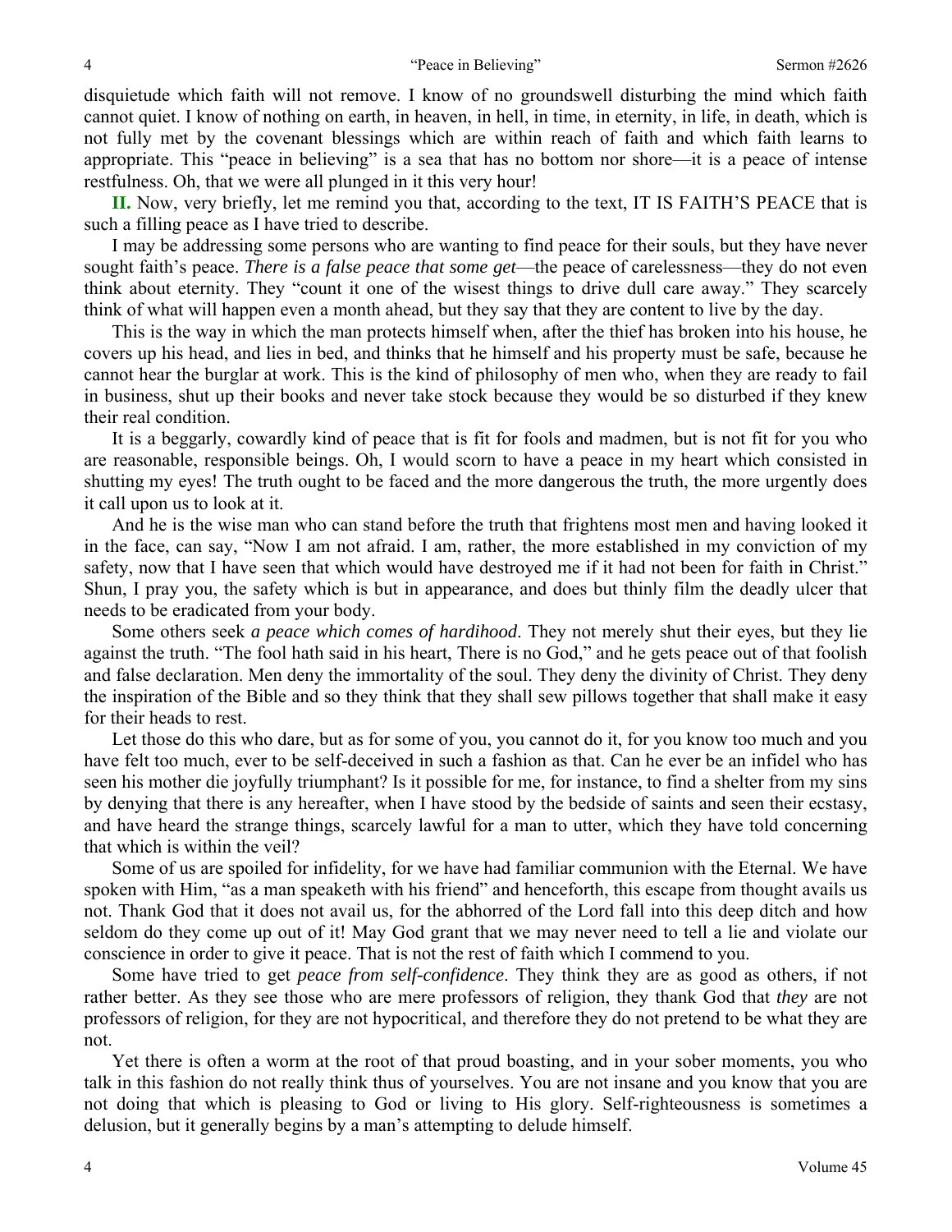disquietude which faith will not remove. I know of no groundswell disturbing the mind which faith cannot quiet. I know of nothing on earth, in heaven, in hell, in time, in eternity, in life, in death, which is not fully met by the covenant blessings which are within reach of faith and which faith learns to appropriate. This "peace in believing" is a sea that has no bottom nor shore—it is a peace of intense restfulness. Oh, that we were all plunged in it this very hour!

**II.** Now, very briefly, let me remind you that, according to the text, IT IS FAITH'S PEACE that is such a filling peace as I have tried to describe.

I may be addressing some persons who are wanting to find peace for their souls, but they have never sought faith's peace. *There is a false peace that some get*—the peace of carelessness—they do not even think about eternity. They "count it one of the wisest things to drive dull care away." They scarcely think of what will happen even a month ahead, but they say that they are content to live by the day.

This is the way in which the man protects himself when, after the thief has broken into his house, he covers up his head, and lies in bed, and thinks that he himself and his property must be safe, because he cannot hear the burglar at work. This is the kind of philosophy of men who, when they are ready to fail in business, shut up their books and never take stock because they would be so disturbed if they knew their real condition.

It is a beggarly, cowardly kind of peace that is fit for fools and madmen, but is not fit for you who are reasonable, responsible beings. Oh, I would scorn to have a peace in my heart which consisted in shutting my eyes! The truth ought to be faced and the more dangerous the truth, the more urgently does it call upon us to look at it.

And he is the wise man who can stand before the truth that frightens most men and having looked it in the face, can say, "Now I am not afraid. I am, rather, the more established in my conviction of my safety, now that I have seen that which would have destroyed me if it had not been for faith in Christ." Shun, I pray you, the safety which is but in appearance, and does but thinly film the deadly ulcer that needs to be eradicated from your body.

Some others seek *a peace which comes of hardihood*. They not merely shut their eyes, but they lie against the truth. "The fool hath said in his heart, There is no God," and he gets peace out of that foolish and false declaration. Men deny the immortality of the soul. They deny the divinity of Christ. They deny the inspiration of the Bible and so they think that they shall sew pillows together that shall make it easy for their heads to rest.

Let those do this who dare, but as for some of you, you cannot do it, for you know too much and you have felt too much, ever to be self-deceived in such a fashion as that. Can he ever be an infidel who has seen his mother die joyfully triumphant? Is it possible for me, for instance, to find a shelter from my sins by denying that there is any hereafter, when I have stood by the bedside of saints and seen their ecstasy, and have heard the strange things, scarcely lawful for a man to utter, which they have told concerning that which is within the veil?

Some of us are spoiled for infidelity, for we have had familiar communion with the Eternal. We have spoken with Him, "as a man speaketh with his friend" and henceforth, this escape from thought avails us not. Thank God that it does not avail us, for the abhorred of the Lord fall into this deep ditch and how seldom do they come up out of it! May God grant that we may never need to tell a lie and violate our conscience in order to give it peace. That is not the rest of faith which I commend to you.

Some have tried to get *peace from self-confidence*. They think they are as good as others, if not rather better. As they see those who are mere professors of religion, they thank God that *they* are not professors of religion, for they are not hypocritical, and therefore they do not pretend to be what they are not.

Yet there is often a worm at the root of that proud boasting, and in your sober moments, you who talk in this fashion do not really think thus of yourselves. You are not insane and you know that you are not doing that which is pleasing to God or living to His glory. Self-righteousness is sometimes a delusion, but it generally begins by a man's attempting to delude himself.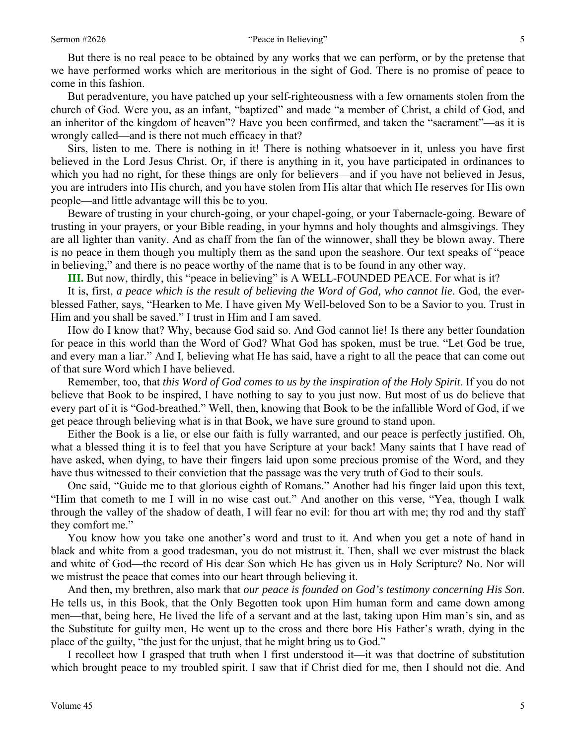But there is no real peace to be obtained by any works that we can perform, or by the pretense that we have performed works which are meritorious in the sight of God. There is no promise of peace to come in this fashion.

But peradventure, you have patched up your self-righteousness with a few ornaments stolen from the church of God. Were you, as an infant, "baptized" and made "a member of Christ, a child of God, and an inheritor of the kingdom of heaven"? Have you been confirmed, and taken the "sacrament"—as it is wrongly called—and is there not much efficacy in that?

Sirs, listen to me. There is nothing in it! There is nothing whatsoever in it, unless you have first believed in the Lord Jesus Christ. Or, if there is anything in it, you have participated in ordinances to which you had no right, for these things are only for believers—and if you have not believed in Jesus, you are intruders into His church, and you have stolen from His altar that which He reserves for His own people—and little advantage will this be to you.

Beware of trusting in your church-going, or your chapel-going, or your Tabernacle-going. Beware of trusting in your prayers, or your Bible reading, in your hymns and holy thoughts and almsgivings. They are all lighter than vanity. And as chaff from the fan of the winnower, shall they be blown away. There is no peace in them though you multiply them as the sand upon the seashore. Our text speaks of "peace in believing," and there is no peace worthy of the name that is to be found in any other way.

**III.** But now, thirdly, this "peace in believing" is A WELL-FOUNDED PEACE. For what is it?

It is, first, *a peace which is the result of believing the Word of God, who cannot lie*. God, the ever-blessed Father, says, "Hearken to Me. I have given My Well-beloved Son to be a Savior to you. Trust in Him and you shall be saved." I trust in Him and I am saved.

How do I know that? Why, because God said so. And God cannot lie! Is there any better foundation for peace in this world than the Word of God? What God has spoken, must be true. "Let God be true, and every man a liar." And I, believing what He has said, have a right to all the peace that can come out of that sure Word which I have believed.

Remember, too, that *this Word of God comes to us by the inspiration of the Holy Spirit*. If you do not believe that Book to be inspired, I have nothing to say to you just now. But most of us do believe that every part of it is "God-breathed." Well, then, knowing that Book to be the infallible Word of God, if we get peace through believing what is in that Book, we have sure ground to stand upon.

Either the Book is a lie, or else our faith is fully warranted, and our peace is perfectly justified. Oh, what a blessed thing it is to feel that you have Scripture at your back! Many saints that I have read of have asked, when dying, to have their fingers laid upon some precious promise of the Word, and they have thus witnessed to their conviction that the passage was the very truth of God to their souls.

One said, "Guide me to that glorious eighth of Romans." Another had his finger laid upon this text, "Him that cometh to me I will in no wise cast out." And another on this verse, "Yea, though I walk through the valley of the shadow of death, I will fear no evil: for thou art with me; thy rod and thy staff they comfort me."

You know how you take one another's word and trust to it. And when you get a note of hand in black and white from a good tradesman, you do not mistrust it. Then, shall we ever mistrust the black and white of God—the record of His dear Son which He has given us in Holy Scripture? No. Nor will we mistrust the peace that comes into our heart through believing it.

And then, my brethren, also mark that *our peace is founded on God's testimony concerning His Son*. He tells us, in this Book, that the Only Begotten took upon Him human form and came down among men—that, being here, He lived the life of a servant and at the last, taking upon Him man's sin, and as the Substitute for guilty men, He went up to the cross and there bore His Father's wrath, dying in the place of the guilty, "the just for the unjust, that he might bring us to God."

I recollect how I grasped that truth when I first understood it—it was that doctrine of substitution which brought peace to my troubled spirit. I saw that if Christ died for me, then I should not die. And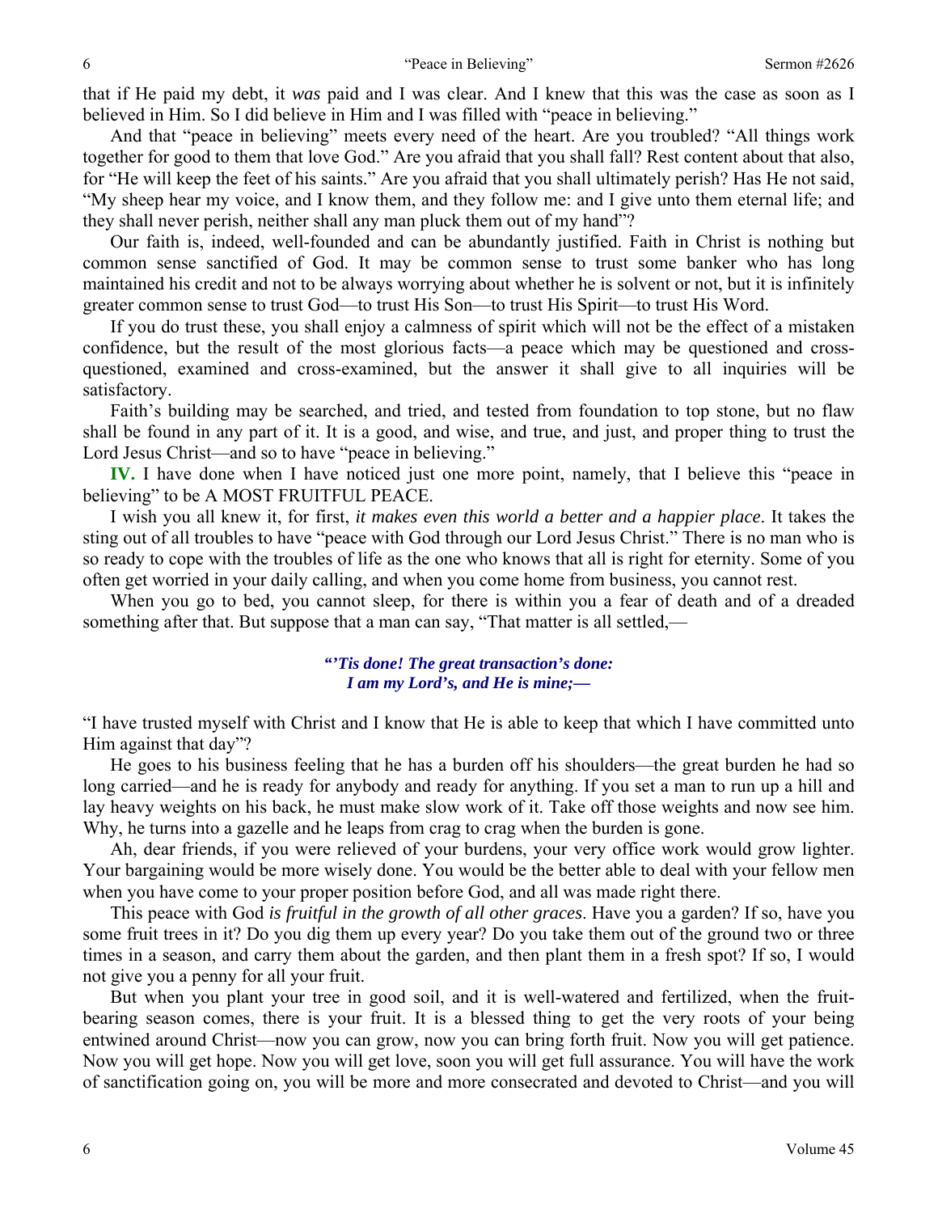that if He paid my debt, it *was* paid and I was clear. And I knew that this was the case as soon as I believed in Him. So I did believe in Him and I was filled with "peace in believing."

And that "peace in believing" meets every need of the heart. Are you troubled? "All things work together for good to them that love God." Are you afraid that you shall fall? Rest content about that also, for "He will keep the feet of his saints." Are you afraid that you shall ultimately perish? Has He not said, "My sheep hear my voice, and I know them, and they follow me: and I give unto them eternal life; and they shall never perish, neither shall any man pluck them out of my hand"?

Our faith is, indeed, well-founded and can be abundantly justified. Faith in Christ is nothing but common sense sanctified of God. It may be common sense to trust some banker who has long maintained his credit and not to be always worrying about whether he is solvent or not, but it is infinitely greater common sense to trust God—to trust His Son—to trust His Spirit—to trust His Word.

If you do trust these, you shall enjoy a calmness of spirit which will not be the effect of a mistaken confidence, but the result of the most glorious facts—a peace which may be questioned and cross-questioned, examined and cross-examined, but the answer it shall give to all inquiries will be satisfactory.

Faith's building may be searched, and tried, and tested from foundation to top stone, but no flaw shall be found in any part of it. It is a good, and wise, and true, and just, and proper thing to trust the Lord Jesus Christ—and so to have "peace in believing."

**IV.** I have done when I have noticed just one more point, namely, that I believe this "peace in believing" to be A MOST FRUITFUL PEACE.

I wish you all knew it, for first, *it makes even this world a better and a happier place*. It takes the sting out of all troubles to have "peace with God through our Lord Jesus Christ." There is no man who is so ready to cope with the troubles of life as the one who knows that all is right for eternity. Some of you often get worried in your daily calling, and when you come home from business, you cannot rest.

When you go to bed, you cannot sleep, for there is within you a fear of death and of a dreaded something after that. But suppose that a man can say, "That matter is all settled,—

> ***"'Tis done! The great transaction's done:***
> ***I am my Lord's, and He is mine;—***

"I have trusted myself with Christ and I know that He is able to keep that which I have committed unto Him against that day"?

He goes to his business feeling that he has a burden off his shoulders—the great burden he had so long carried—and he is ready for anybody and ready for anything. If you set a man to run up a hill and lay heavy weights on his back, he must make slow work of it. Take off those weights and now see him. Why, he turns into a gazelle and he leaps from crag to crag when the burden is gone.

Ah, dear friends, if you were relieved of your burdens, your very office work would grow lighter. Your bargaining would be more wisely done. You would be the better able to deal with your fellow men when you have come to your proper position before God, and all was made right there.

This peace with God *is fruitful in the growth of all other graces*. Have you a garden? If so, have you some fruit trees in it? Do you dig them up every year? Do you take them out of the ground two or three times in a season, and carry them about the garden, and then plant them in a fresh spot? If so, I would not give you a penny for all your fruit.

But when you plant your tree in good soil, and it is well-watered and fertilized, when the fruit-bearing season comes, there is your fruit. It is a blessed thing to get the very roots of your being entwined around Christ—now you can grow, now you can bring forth fruit. Now you will get patience. Now you will get hope. Now you will get love, soon you will get full assurance. You will have the work of sanctification going on, you will be more and more consecrated and devoted to Christ—and you will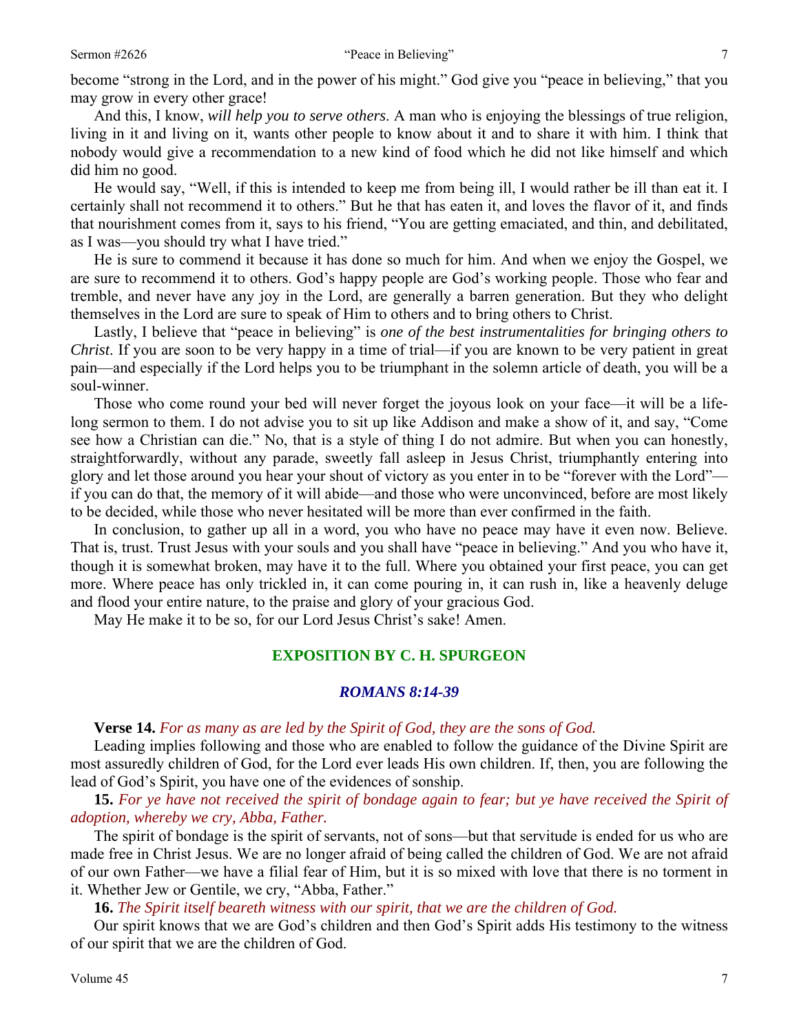become "strong in the Lord, and in the power of his might." God give you "peace in believing," that you may grow in every other grace!

And this, I know, *will help you to serve others*. A man who is enjoying the blessings of true religion, living in it and living on it, wants other people to know about it and to share it with him. I think that nobody would give a recommendation to a new kind of food which he did not like himself and which did him no good.

He would say, "Well, if this is intended to keep me from being ill, I would rather be ill than eat it. I certainly shall not recommend it to others." But he that has eaten it, and loves the flavor of it, and finds that nourishment comes from it, says to his friend, "You are getting emaciated, and thin, and debilitated, as I was—you should try what I have tried."

He is sure to commend it because it has done so much for him. And when we enjoy the Gospel, we are sure to recommend it to others. God's happy people are God's working people. Those who fear and tremble, and never have any joy in the Lord, are generally a barren generation. But they who delight themselves in the Lord are sure to speak of Him to others and to bring others to Christ.

Lastly, I believe that "peace in believing" is *one of the best instrumentalities for bringing others to Christ*. If you are soon to be very happy in a time of trial—if you are known to be very patient in great pain—and especially if the Lord helps you to be triumphant in the solemn article of death, you will be a soul-winner.

Those who come round your bed will never forget the joyous look on your face—it will be a life-long sermon to them. I do not advise you to sit up like Addison and make a show of it, and say, "Come see how a Christian can die." No, that is a style of thing I do not admire. But when you can honestly, straightforwardly, without any parade, sweetly fall asleep in Jesus Christ, triumphantly entering into glory and let those around you hear your shout of victory as you enter in to be "forever with the Lord"—if you can do that, the memory of it will abide—and those who were unconvinced, before are most likely to be decided, while those who never hesitated will be more than ever confirmed in the faith.

In conclusion, to gather up all in a word, you who have no peace may have it even now. Believe. That is, trust. Trust Jesus with your souls and you shall have "peace in believing." And you who have it, though it is somewhat broken, may have it to the full. Where you obtained your first peace, you can get more. Where peace has only trickled in, it can come pouring in, it can rush in, like a heavenly deluge and flood your entire nature, to the praise and glory of your gracious God.

May He make it to be so, for our Lord Jesus Christ's sake! Amen.

## EXPOSITION BY C. H. SPURGEON

### *ROMANS 8:14-39*

**Verse 14.** *For as many as are led by the Spirit of God, they are the sons of God.*

Leading implies following and those who are enabled to follow the guidance of the Divine Spirit are most assuredly children of God, for the Lord ever leads His own children. If, then, you are following the lead of God's Spirit, you have one of the evidences of sonship.

**15.** *For ye have not received the spirit of bondage again to fear; but ye have received the Spirit of adoption, whereby we cry, Abba, Father.*

The spirit of bondage is the spirit of servants, not of sons—but that servitude is ended for us who are made free in Christ Jesus. We are no longer afraid of being called the children of God. We are not afraid of our own Father—we have a filial fear of Him, but it is so mixed with love that there is no torment in it. Whether Jew or Gentile, we cry, "Abba, Father."

**16.** *The Spirit itself beareth witness with our spirit, that we are the children of God.*

Our spirit knows that we are God's children and then God's Spirit adds His testimony to the witness of our spirit that we are the children of God.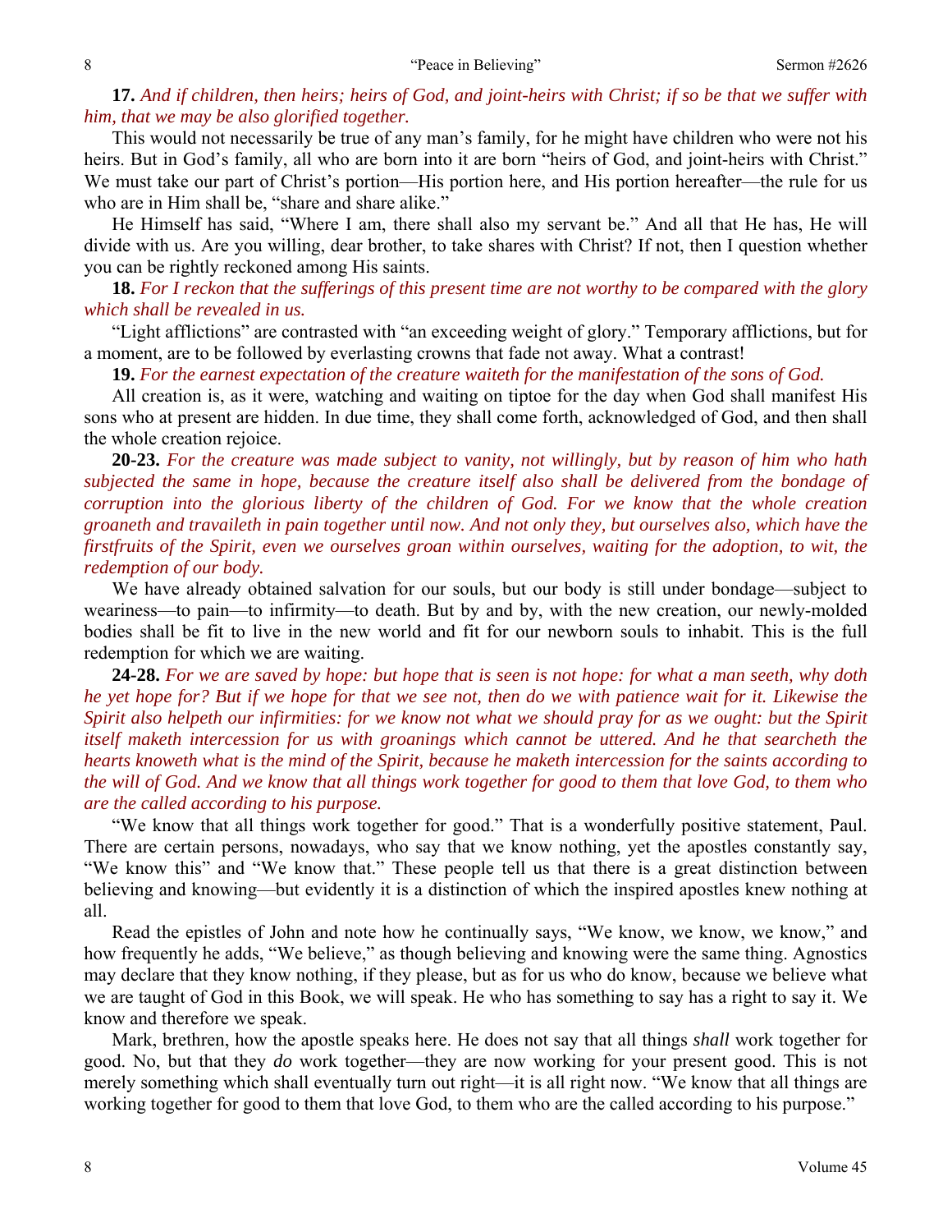**17.** *And if children, then heirs; heirs of God, and joint-heirs with Christ; if so be that we suffer with him, that we may be also glorified together.*

This would not necessarily be true of any man's family, for he might have children who were not his heirs. But in God's family, all who are born into it are born "heirs of God, and joint-heirs with Christ." We must take our part of Christ's portion—His portion here, and His portion hereafter—the rule for us who are in Him shall be, "share and share alike."

He Himself has said, "Where I am, there shall also my servant be." And all that He has, He will divide with us. Are you willing, dear brother, to take shares with Christ? If not, then I question whether you can be rightly reckoned among His saints.

**18.** *For I reckon that the sufferings of this present time are not worthy to be compared with the glory which shall be revealed in us.*

"Light afflictions" are contrasted with "an exceeding weight of glory." Temporary afflictions, but for a moment, are to be followed by everlasting crowns that fade not away. What a contrast!

**19.** *For the earnest expectation of the creature waiteth for the manifestation of the sons of God.*

All creation is, as it were, watching and waiting on tiptoe for the day when God shall manifest His sons who at present are hidden. In due time, they shall come forth, acknowledged of God, and then shall the whole creation rejoice.

**20-23.** *For the creature was made subject to vanity, not willingly, but by reason of him who hath subjected the same in hope, because the creature itself also shall be delivered from the bondage of corruption into the glorious liberty of the children of God. For we know that the whole creation groaneth and travaileth in pain together until now. And not only they, but ourselves also, which have the firstfruits of the Spirit, even we ourselves groan within ourselves, waiting for the adoption, to wit, the redemption of our body.*

We have already obtained salvation for our souls, but our body is still under bondage—subject to weariness—to pain—to infirmity—to death. But by and by, with the new creation, our newly-molded bodies shall be fit to live in the new world and fit for our newborn souls to inhabit. This is the full redemption for which we are waiting.

**24-28.** *For we are saved by hope: but hope that is seen is not hope: for what a man seeth, why doth he yet hope for? But if we hope for that we see not, then do we with patience wait for it. Likewise the Spirit also helpeth our infirmities: for we know not what we should pray for as we ought: but the Spirit itself maketh intercession for us with groanings which cannot be uttered. And he that searcheth the hearts knoweth what is the mind of the Spirit, because he maketh intercession for the saints according to the will of God. And we know that all things work together for good to them that love God, to them who are the called according to his purpose.*

"We know that all things work together for good." That is a wonderfully positive statement, Paul. There are certain persons, nowadays, who say that we know nothing, yet the apostles constantly say, "We know this" and "We know that." These people tell us that there is a great distinction between believing and knowing—but evidently it is a distinction of which the inspired apostles knew nothing at all.

Read the epistles of John and note how he continually says, "We know, we know, we know," and how frequently he adds, "We believe," as though believing and knowing were the same thing. Agnostics may declare that they know nothing, if they please, but as for us who do know, because we believe what we are taught of God in this Book, we will speak. He who has something to say has a right to say it. We know and therefore we speak.

Mark, brethren, how the apostle speaks here. He does not say that all things *shall* work together for good. No, but that they *do* work together—they are now working for your present good. This is not merely something which shall eventually turn out right—it is all right now. "We know that all things are working together for good to them that love God, to them who are the called according to his purpose."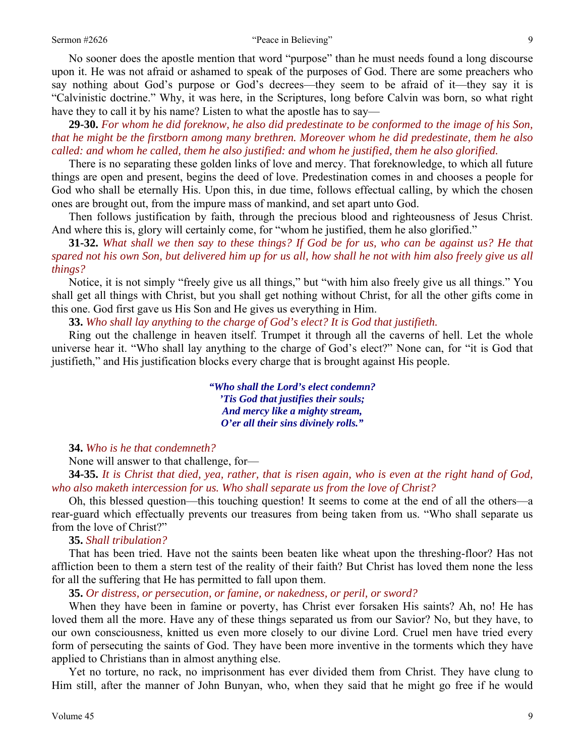No sooner does the apostle mention that word "purpose" than he must needs found a long discourse upon it. He was not afraid or ashamed to speak of the purposes of God. There are some preachers who say nothing about God's purpose or God's decrees—they seem to be afraid of it—they say it is "Calvinistic doctrine." Why, it was here, in the Scriptures, long before Calvin was born, so what right have they to call it by his name? Listen to what the apostle has to say—

**29-30.** *For whom he did foreknow, he also did predestinate to be conformed to the image of his Son, that he might be the firstborn among many brethren. Moreover whom he did predestinate, them he also called: and whom he called, them he also justified: and whom he justified, them he also glorified.*

There is no separating these golden links of love and mercy. That foreknowledge, to which all future things are open and present, begins the deed of love. Predestination comes in and chooses a people for God who shall be eternally His. Upon this, in due time, follows effectual calling, by which the chosen ones are brought out, from the impure mass of mankind, and set apart unto God.

Then follows justification by faith, through the precious blood and righteousness of Jesus Christ. And where this is, glory will certainly come, for "whom he justified, them he also glorified."

**31-32.** *What shall we then say to these things? If God be for us, who can be against us? He that spared not his own Son, but delivered him up for us all, how shall he not with him also freely give us all things?*

Notice, it is not simply "freely give us all things," but "with him also freely give us all things." You shall get all things with Christ, but you shall get nothing without Christ, for all the other gifts come in this one. God first gave us His Son and He gives us everything in Him.

**33.** *Who shall lay anything to the charge of God's elect? It is God that justifieth.*

Ring out the challenge in heaven itself. Trumpet it through all the caverns of hell. Let the whole universe hear it. "Who shall lay anything to the charge of God's elect?" None can, for "it is God that justifieth," and His justification blocks every charge that is brought against His people.

> ***"Who shall the Lord's elect condemn?***
> ***'Tis God that justifies their souls;***
> ***And mercy like a mighty stream,***
> ***O'er all their sins divinely rolls."***

**34.** *Who is he that condemneth?*

None will answer to that challenge, for—

**34-35.** *It is Christ that died, yea, rather, that is risen again, who is even at the right hand of God, who also maketh intercession for us. Who shall separate us from the love of Christ?*

Oh, this blessed question—this touching question! It seems to come at the end of all the others—a rear-guard which effectually prevents our treasures from being taken from us. "Who shall separate us from the love of Christ?"

**35.** *Shall tribulation?*

That has been tried. Have not the saints been beaten like wheat upon the threshing-floor? Has not affliction been to them a stern test of the reality of their faith? But Christ has loved them none the less for all the suffering that He has permitted to fall upon them.

**35.** *Or distress, or persecution, or famine, or nakedness, or peril, or sword?*

When they have been in famine or poverty, has Christ ever forsaken His saints? Ah, no! He has loved them all the more. Have any of these things separated us from our Savior? No, but they have, to our own consciousness, knitted us even more closely to our divine Lord. Cruel men have tried every form of persecuting the saints of God. They have been more inventive in the torments which they have applied to Christians than in almost anything else.

Yet no torture, no rack, no imprisonment has ever divided them from Christ. They have clung to Him still, after the manner of John Bunyan, who, when they said that he might go free if he would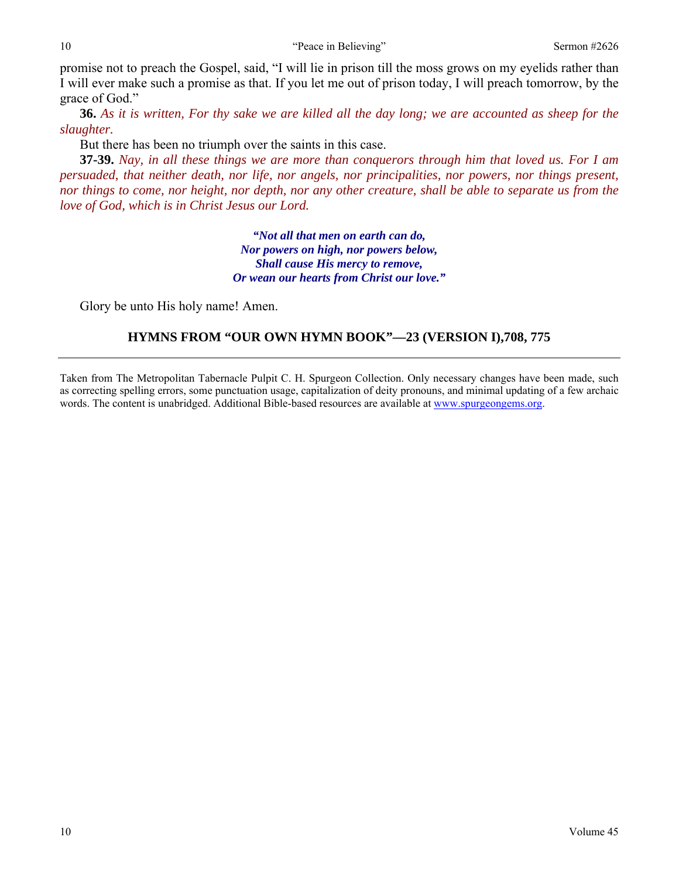promise not to preach the Gospel, said, "I will lie in prison till the moss grows on my eyelids rather than I will ever make such a promise as that. If you let me out of prison today, I will preach tomorrow, by the grace of God."

**36.** *As it is written, For thy sake we are killed all the day long; we are accounted as sheep for the slaughter.*

But there has been no triumph over the saints in this case.

**37-39.** *Nay, in all these things we are more than conquerors through him that loved us. For I am persuaded, that neither death, nor life, nor angels, nor principalities, nor powers, nor things present, nor things to come, nor height, nor depth, nor any other creature, shall be able to separate us from the love of God, which is in Christ Jesus our Lord.*

***"Not all that men on earth can do,***
***Nor powers on high, nor powers below,***
***Shall cause His mercy to remove,***
***Or wean our hearts from Christ our love."***

Glory be unto His holy name! Amen.

**HYMNS FROM "OUR OWN HYMN BOOK"—23 (VERSION I),708, 775**

---

Taken from The Metropolitan Tabernacle Pulpit C. H. Spurgeon Collection. Only necessary changes have been made, such as correcting spelling errors, some punctuation usage, capitalization of deity pronouns, and minimal updating of a few archaic words. The content is unabridged. Additional Bible-based resources are available at www.spurgeongems.org.